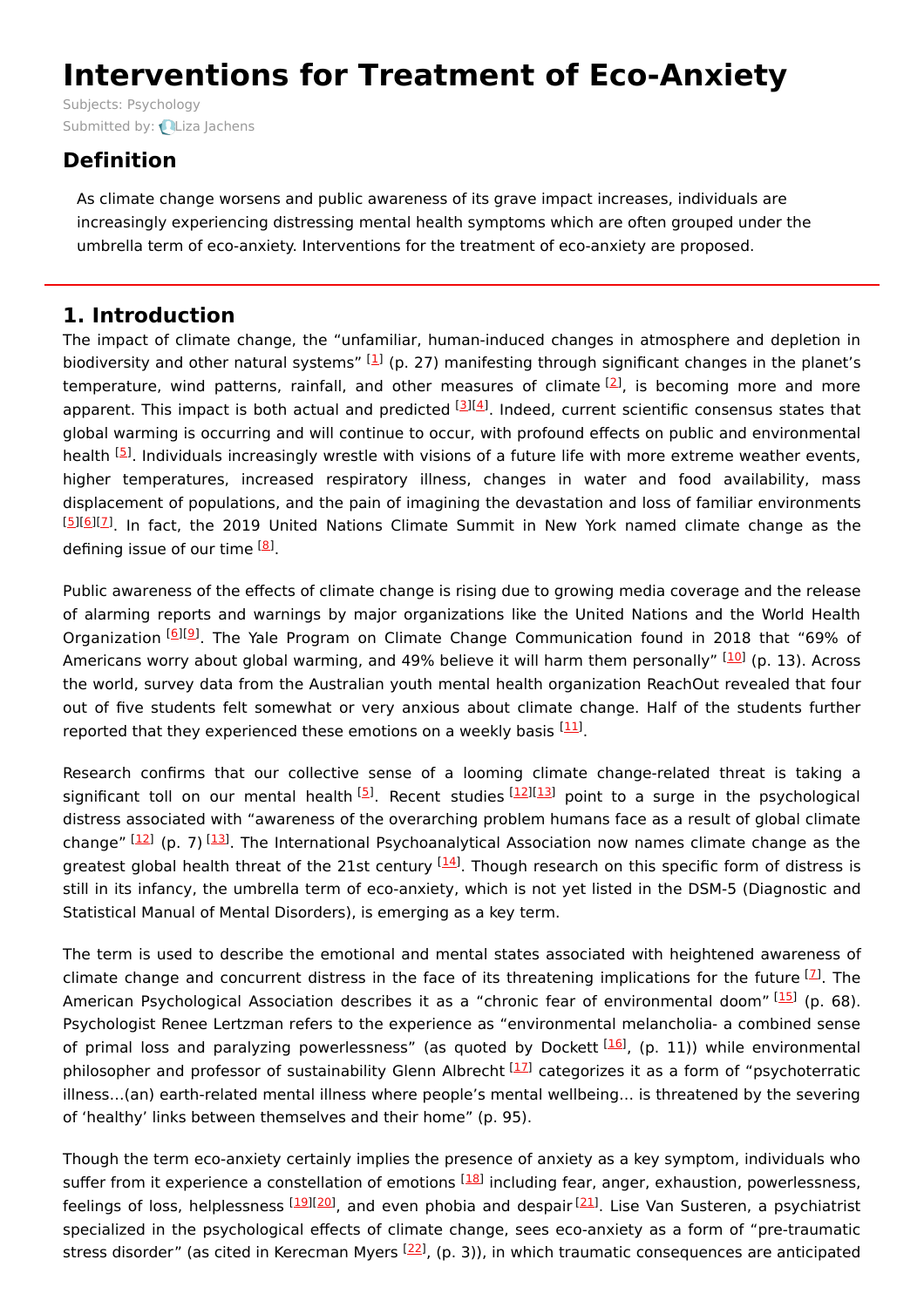# Interventions for Treatment of Eco-Anxiety

Subjects: Psychology

Submitted by: Liza Jachens

## Definition

As climate change worsens and public awareness of its grave impact increases, individuals are increasingly experiencing distressing mental health symptoms which are often grouped under the umbrella term of eco-anxiety. Interventions for the treatment of eco-anxiety are proposed.

## 1. Introduction

The impact of climate change, the "unfamiliar, human-induced changes in atmosphere and depletion in biodiversity and other natural systems" [1] (p. 27) manifesting through significant changes in the planet's temperature, wind patterns, rainfall, and other measures of climate [2], is becoming more and more apparent. This impact is both actual and predicted [3][4]. Indeed, current scientific consensus states that global warming is occurring and will continue to occur, with profound effects on public and environmental health [5]. Individuals increasingly wrestle with visions of a future life with more extreme weather events, higher temperatures, increased respiratory illness, changes in water and food availability, mass displacement of populations, and the pain of imagining the devastation and loss of familiar environments [5][6][7]. In fact, the 2019 United Nations Climate Summit in New York named climate change as the defining issue of our time [8].

Public awareness of the effects of climate change is rising due to growing media coverage and the release of alarming reports and warnings by major organizations like the United Nations and the World Health Organization [6][9]. The Yale Program on Climate Change Communication found in 2018 that "69% of Americans worry about global warming, and 49% believe it will harm them personally" [10] (p. 13). Across the world, survey data from the Australian youth mental health organization ReachOut revealed that four out of five students felt somewhat or very anxious about climate change. Half of the students further reported that they experienced these emotions on a weekly basis [11].

Research confirms that our collective sense of a looming climate change-related threat is taking a significant toll on our mental health [5]. Recent studies [12][13] point to a surge in the psychological distress associated with "awareness of the overarching problem humans face as a result of global climate change" [12] (p. 7) [13]. The International Psychoanalytical Association now names climate change as the greatest global health threat of the 21st century [14]. Though research on this specific form of distress is still in its infancy, the umbrella term of eco-anxiety, which is not yet listed in the DSM-5 (Diagnostic and Statistical Manual of Mental Disorders), is emerging as a key term.

The term is used to describe the emotional and mental states associated with heightened awareness of climate change and concurrent distress in the face of its threatening implications for the future [7]. The American Psychological Association describes it as a "chronic fear of environmental doom" [15] (p. 68). Psychologist Renee Lertzman refers to the experience as "environmental melancholia- a combined sense of primal loss and paralyzing powerlessness" (as quoted by Dockett [16], (p. 11)) while environmental philosopher and professor of sustainability Glenn Albrecht [17] categorizes it as a form of "psychoterratic illness…(an) earth-related mental illness where people's mental wellbeing… is threatened by the severing of 'healthy' links between themselves and their home" (p. 95).

Though the term eco-anxiety certainly implies the presence of anxiety as a key symptom, individuals who suffer from it experience a constellation of emotions [18] including fear, anger, exhaustion, powerlessness, feelings of loss, helplessness [19][20], and even phobia and despair [21]. Lise Van Susteren, a psychiatrist specialized in the psychological effects of climate change, sees eco-anxiety as a form of "pre-traumatic stress disorder" (as cited in Kerecman Myers [22], (p. 3)), in which traumatic consequences are anticipated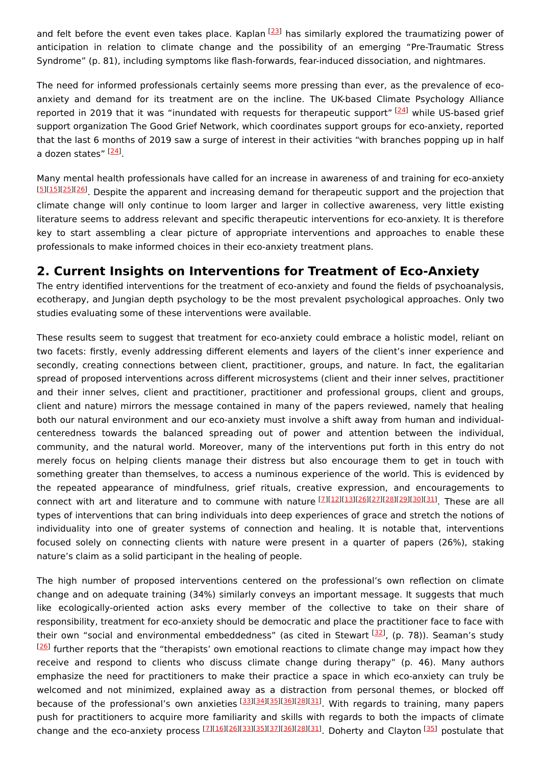and felt before the event even takes place. Kaplan [23] has similarly explored the traumatizing power of anticipation in relation to climate change and the possibility of an emerging "Pre-Traumatic Stress Syndrome" (p. 81), including symptoms like flash-forwards, fear-induced dissociation, and nightmares.

The need for informed professionals certainly seems more pressing than ever, as the prevalence of eco-anxiety and demand for its treatment are on the incline. The UK-based Climate Psychology Alliance reported in 2019 that it was "inundated with requests for therapeutic support" [24] while US-based grief support organization The Good Grief Network, which coordinates support groups for eco-anxiety, reported that the last 6 months of 2019 saw a surge of interest in their activities "with branches popping up in half a dozen states" [24].

Many mental health professionals have called for an increase in awareness of and training for eco-anxiety [5][15][25][26]. Despite the apparent and increasing demand for therapeutic support and the projection that climate change will only continue to loom larger and larger in collective awareness, very little existing literature seems to address relevant and specific therapeutic interventions for eco-anxiety. It is therefore key to start assembling a clear picture of appropriate interventions and approaches to enable these professionals to make informed choices in their eco-anxiety treatment plans.

## 2. Current Insights on Interventions for Treatment of Eco-Anxiety

The entry identified interventions for the treatment of eco-anxiety and found the fields of psychoanalysis, ecotherapy, and Jungian depth psychology to be the most prevalent psychological approaches. Only two studies evaluating some of these interventions were available.

These results seem to suggest that treatment for eco-anxiety could embrace a holistic model, reliant on two facets: firstly, evenly addressing different elements and layers of the client's inner experience and secondly, creating connections between client, practitioner, groups, and nature. In fact, the egalitarian spread of proposed interventions across different microsystems (client and their inner selves, practitioner and their inner selves, client and practitioner, practitioner and professional groups, client and groups, client and nature) mirrors the message contained in many of the papers reviewed, namely that healing both our natural environment and our eco-anxiety must involve a shift away from human and individual-centeredness towards the balanced spreading out of power and attention between the individual, community, and the natural world. Moreover, many of the interventions put forth in this entry do not merely focus on helping clients manage their distress but also encourage them to get in touch with something greater than themselves, to access a numinous experience of the world. This is evidenced by the repeated appearance of mindfulness, grief rituals, creative expression, and encouragements to connect with art and literature and to commune with nature [7][12][13][26][27][28][29][30][31]. These are all types of interventions that can bring individuals into deep experiences of grace and stretch the notions of individuality into one of greater systems of connection and healing. It is notable that, interventions focused solely on connecting clients with nature were present in a quarter of papers (26%), staking nature's claim as a solid participant in the healing of people.

The high number of proposed interventions centered on the professional's own reflection on climate change and on adequate training (34%) similarly conveys an important message. It suggests that much like ecologically-oriented action asks every member of the collective to take on their share of responsibility, treatment for eco-anxiety should be democratic and place the practitioner face to face with their own "social and environmental embeddedness" (as cited in Stewart [32], (p. 78)). Seaman's study [26] further reports that the "therapists' own emotional reactions to climate change may impact how they receive and respond to clients who discuss climate change during therapy" (p. 46). Many authors emphasize the need for practitioners to make their practice a space in which eco-anxiety can truly be welcomed and not minimized, explained away as a distraction from personal themes, or blocked off because of the professional's own anxieties [33][34][35][36][28][31]. With regards to training, many papers push for practitioners to acquire more familiarity and skills with regards to both the impacts of climate change and the eco-anxiety process [7][16][26][33][35][37][36][28][31]. Doherty and Clayton [35] postulate that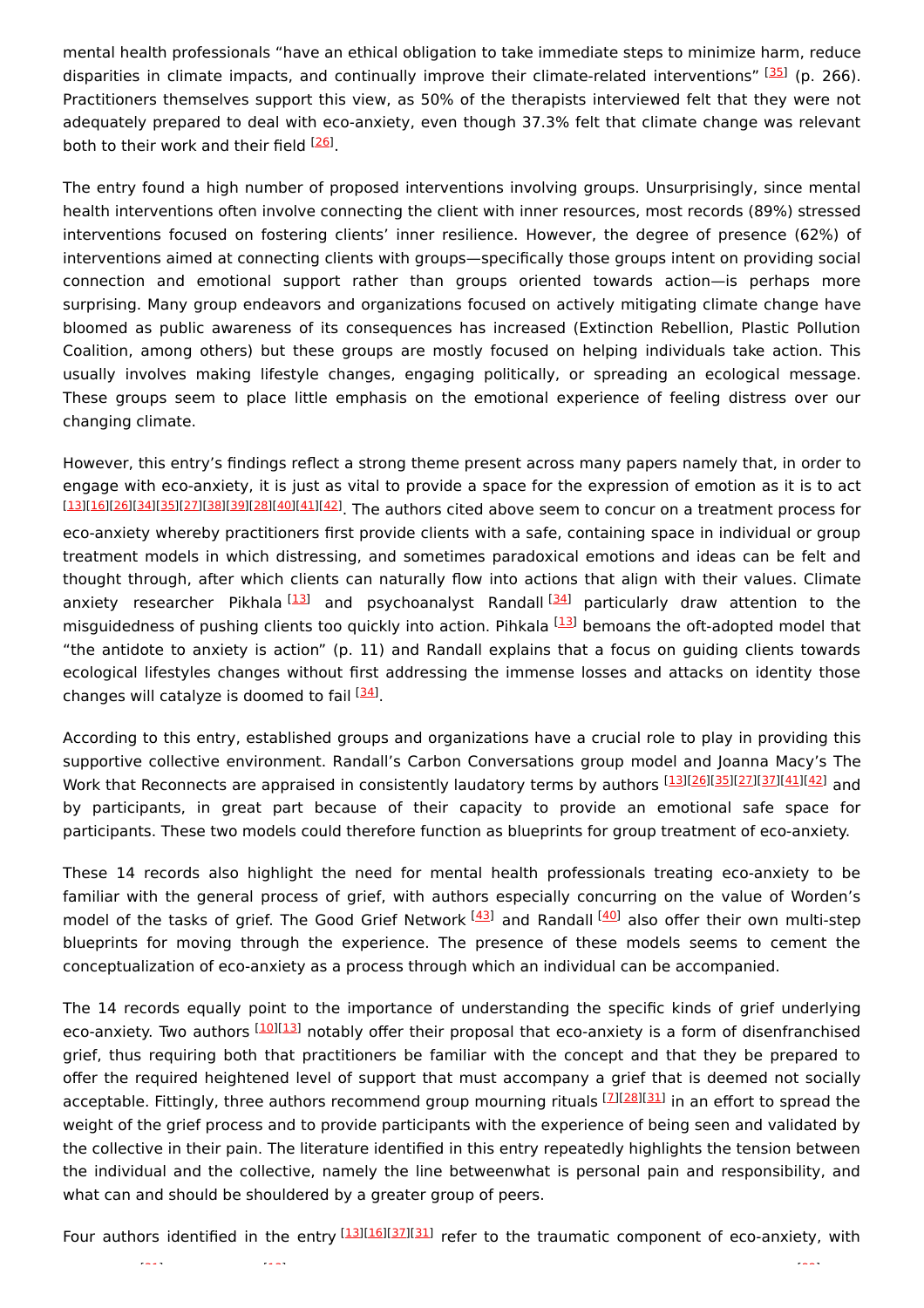mental health professionals "have an ethical obligation to take immediate steps to minimize harm, reduce disparities in climate impacts, and continually improve their climate-related interventions" [35] (p. 266). Practitioners themselves support this view, as 50% of the therapists interviewed felt that they were not adequately prepared to deal with eco-anxiety, even though 37.3% felt that climate change was relevant both to their work and their field [26].

The entry found a high number of proposed interventions involving groups. Unsurprisingly, since mental health interventions often involve connecting the client with inner resources, most records (89%) stressed interventions focused on fostering clients' inner resilience. However, the degree of presence (62%) of interventions aimed at connecting clients with groups—specifically those groups intent on providing social connection and emotional support rather than groups oriented towards action—is perhaps more surprising. Many group endeavors and organizations focused on actively mitigating climate change have bloomed as public awareness of its consequences has increased (Extinction Rebellion, Plastic Pollution Coalition, among others) but these groups are mostly focused on helping individuals take action. This usually involves making lifestyle changes, engaging politically, or spreading an ecological message. These groups seem to place little emphasis on the emotional experience of feeling distress over our changing climate.

However, this entry's findings reflect a strong theme present across many papers namely that, in order to engage with eco-anxiety, it is just as vital to provide a space for the expression of emotion as it is to act [13][16][26][34][35][27][38][39][28][40][41][42]. The authors cited above seem to concur on a treatment process for eco-anxiety whereby practitioners first provide clients with a safe, containing space in individual or group treatment models in which distressing, and sometimes paradoxical emotions and ideas can be felt and thought through, after which clients can naturally flow into actions that align with their values. Climate anxiety researcher Pikhala [13] and psychoanalyst Randall [34] particularly draw attention to the misguidedness of pushing clients too quickly into action. Pihkala [13] bemoans the oft-adopted model that "the antidote to anxiety is action" (p. 11) and Randall explains that a focus on guiding clients towards ecological lifestyles changes without first addressing the immense losses and attacks on identity those changes will catalyze is doomed to fail [34].

According to this entry, established groups and organizations have a crucial role to play in providing this supportive collective environment. Randall's Carbon Conversations group model and Joanna Macy's The Work that Reconnects are appraised in consistently laudatory terms by authors [13][26][35][27][37][41][42] and by participants, in great part because of their capacity to provide an emotional safe space for participants. These two models could therefore function as blueprints for group treatment of eco-anxiety.

These 14 records also highlight the need for mental health professionals treating eco-anxiety to be familiar with the general process of grief, with authors especially concurring on the value of Worden's model of the tasks of grief. The Good Grief Network [43] and Randall [40] also offer their own multi-step blueprints for moving through the experience. The presence of these models seems to cement the conceptualization of eco-anxiety as a process through which an individual can be accompanied.

The 14 records equally point to the importance of understanding the specific kinds of grief underlying eco-anxiety. Two authors [10][13] notably offer their proposal that eco-anxiety is a form of disenfranchised grief, thus requiring both that practitioners be familiar with the concept and that they be prepared to offer the required heightened level of support that must accompany a grief that is deemed not socially acceptable. Fittingly, three authors recommend group mourning rituals [7][28][31] in an effort to spread the weight of the grief process and to provide participants with the experience of being seen and validated by the collective in their pain. The literature identified in this entry repeatedly highlights the tension between the individual and the collective, namely the line betweenwhat is personal pain and responsibility, and what can and should be shouldered by a greater group of peers.

Four authors identified in the entry [13][16][37][31] refer to the traumatic component of eco-anxiety, with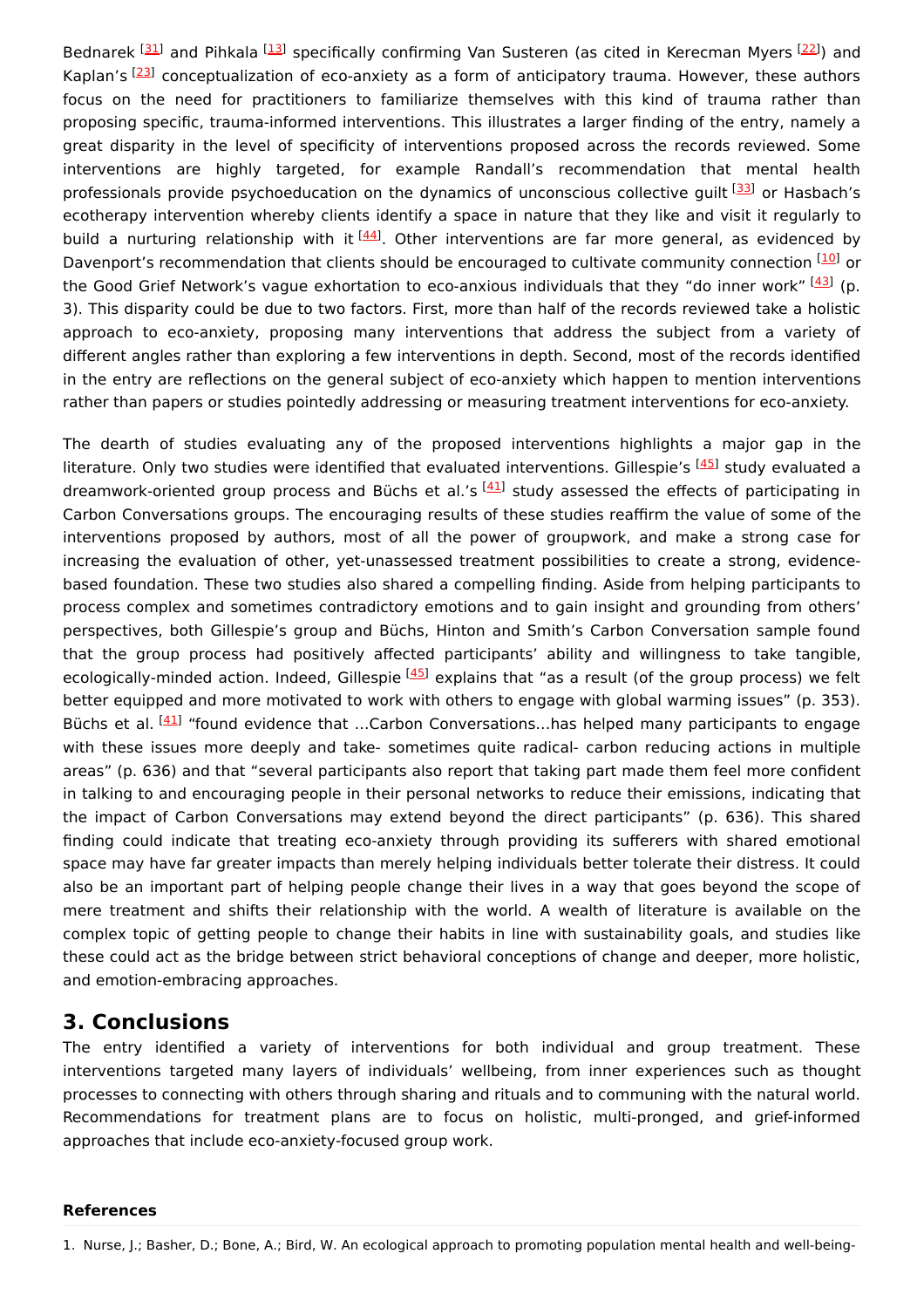Bednarek [31] and Pihkala [13] specifically confirming Van Susteren (as cited in Kerecman Myers [22]) and Kaplan's [23] conceptualization of eco-anxiety as a form of anticipatory trauma. However, these authors focus on the need for practitioners to familiarize themselves with this kind of trauma rather than proposing specific, trauma-informed interventions. This illustrates a larger finding of the entry, namely a great disparity in the level of specificity of interventions proposed across the records reviewed. Some interventions are highly targeted, for example Randall's recommendation that mental health professionals provide psychoeducation on the dynamics of unconscious collective guilt [33] or Hasbach's ecotherapy intervention whereby clients identify a space in nature that they like and visit it regularly to build a nurturing relationship with it [44]. Other interventions are far more general, as evidenced by Davenport's recommendation that clients should be encouraged to cultivate community connection [10] or the Good Grief Network's vague exhortation to eco-anxious individuals that they "do inner work" [43] (p. 3). This disparity could be due to two factors. First, more than half of the records reviewed take a holistic approach to eco-anxiety, proposing many interventions that address the subject from a variety of different angles rather than exploring a few interventions in depth. Second, most of the records identified in the entry are reflections on the general subject of eco-anxiety which happen to mention interventions rather than papers or studies pointedly addressing or measuring treatment interventions for eco-anxiety.

The dearth of studies evaluating any of the proposed interventions highlights a major gap in the literature. Only two studies were identified that evaluated interventions. Gillespie's [45] study evaluated a dreamwork-oriented group process and Büchs et al.'s [41] study assessed the effects of participating in Carbon Conversations groups. The encouraging results of these studies reaffirm the value of some of the interventions proposed by authors, most of all the power of groupwork, and make a strong case for increasing the evaluation of other, yet-unassessed treatment possibilities to create a strong, evidence-based foundation. These two studies also shared a compelling finding. Aside from helping participants to process complex and sometimes contradictory emotions and to gain insight and grounding from others' perspectives, both Gillespie's group and Büchs, Hinton and Smith's Carbon Conversation sample found that the group process had positively affected participants' ability and willingness to take tangible, ecologically-minded action. Indeed, Gillespie [45] explains that "as a result (of the group process) we felt better equipped and more motivated to work with others to engage with global warming issues" (p. 353). Büchs et al. [41] "found evidence that ...Carbon Conversations...has helped many participants to engage with these issues more deeply and take- sometimes quite radical- carbon reducing actions in multiple areas" (p. 636) and that "several participants also report that taking part made them feel more confident in talking to and encouraging people in their personal networks to reduce their emissions, indicating that the impact of Carbon Conversations may extend beyond the direct participants" (p. 636). This shared finding could indicate that treating eco-anxiety through providing its sufferers with shared emotional space may have far greater impacts than merely helping individuals better tolerate their distress. It could also be an important part of helping people change their lives in a way that goes beyond the scope of mere treatment and shifts their relationship with the world. A wealth of literature is available on the complex topic of getting people to change their habits in line with sustainability goals, and studies like these could act as the bridge between strict behavioral conceptions of change and deeper, more holistic, and emotion-embracing approaches.

## 3. Conclusions

The entry identified a variety of interventions for both individual and group treatment. These interventions targeted many layers of individuals' wellbeing, from inner experiences such as thought processes to connecting with others through sharing and rituals and to communing with the natural world. Recommendations for treatment plans are to focus on holistic, multi-pronged, and grief-informed approaches that include eco-anxiety-focused group work.

**References**

1. Nurse, J.; Basher, D.; Bone, A.; Bird, W. An ecological approach to promoting population mental health and well-being-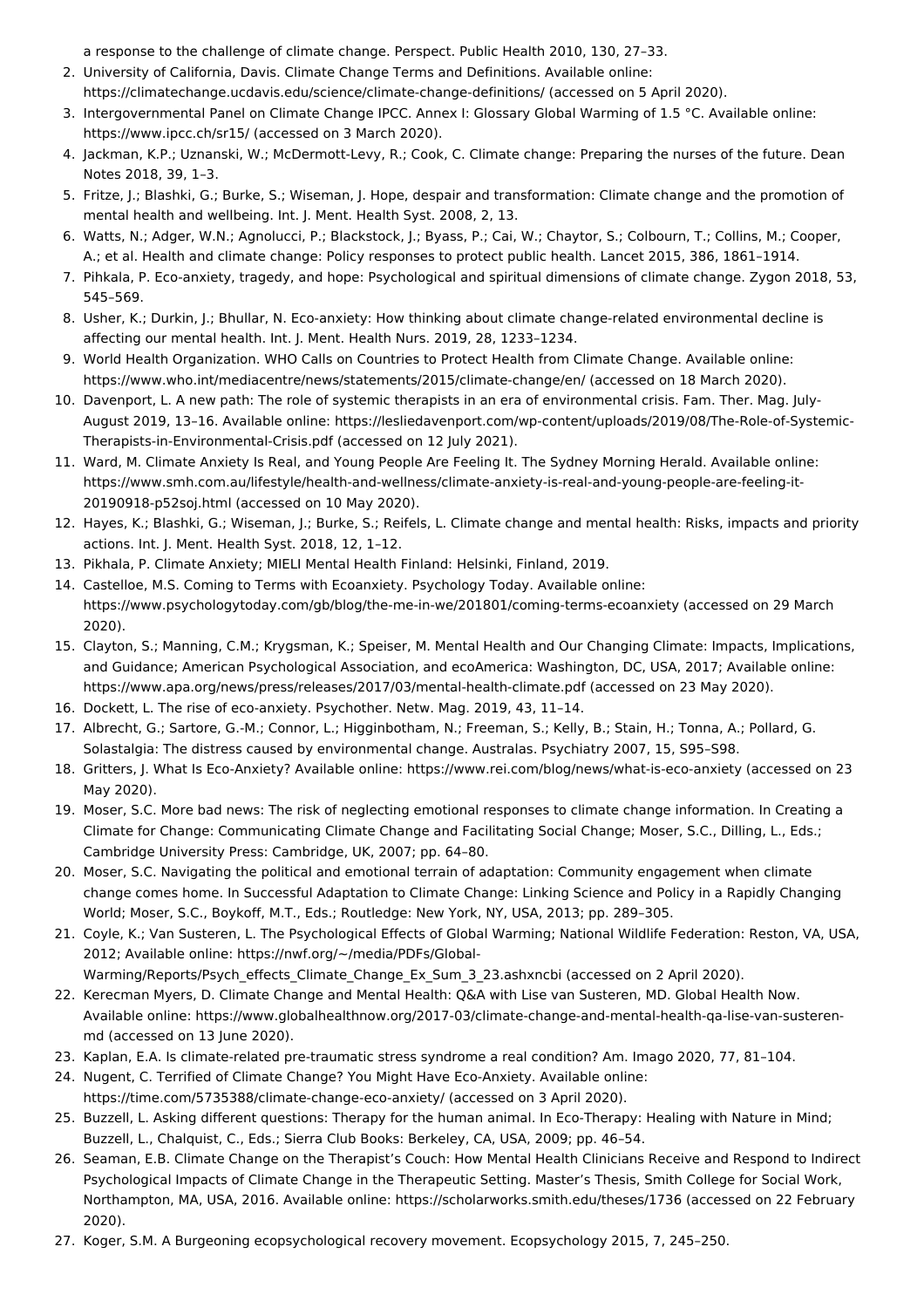a response to the challenge of climate change. Perspect. Public Health 2010, 130, 27–33.

2. University of California, Davis. Climate Change Terms and Definitions. Available online: https://climatechange.ucdavis.edu/science/climate-change-definitions/ (accessed on 5 April 2020).
3. Intergovernmental Panel on Climate Change IPCC. Annex I: Glossary Global Warming of 1.5 °C. Available online: https://www.ipcc.ch/sr15/ (accessed on 3 March 2020).
4. Jackman, K.P.; Uznanski, W.; McDermott-Levy, R.; Cook, C. Climate change: Preparing the nurses of the future. Dean Notes 2018, 39, 1–3.
5. Fritze, J.; Blashki, G.; Burke, S.; Wiseman, J. Hope, despair and transformation: Climate change and the promotion of mental health and wellbeing. Int. J. Ment. Health Syst. 2008, 2, 13.
6. Watts, N.; Adger, W.N.; Agnolucci, P.; Blackstock, J.; Byass, P.; Cai, W.; Chaytor, S.; Colbourn, T.; Collins, M.; Cooper, A.; et al. Health and climate change: Policy responses to protect public health. Lancet 2015, 386, 1861–1914.
7. Pihkala, P. Eco-anxiety, tragedy, and hope: Psychological and spiritual dimensions of climate change. Zygon 2018, 53, 545–569.
8. Usher, K.; Durkin, J.; Bhullar, N. Eco-anxiety: How thinking about climate change-related environmental decline is affecting our mental health. Int. J. Ment. Health Nurs. 2019, 28, 1233–1234.
9. World Health Organization. WHO Calls on Countries to Protect Health from Climate Change. Available online: https://www.who.int/mediacentre/news/statements/2015/climate-change/en/ (accessed on 18 March 2020).
10. Davenport, L. A new path: The role of systemic therapists in an era of environmental crisis. Fam. Ther. Mag. July-August 2019, 13–16. Available online: https://lesliedavenport.com/wp-content/uploads/2019/08/The-Role-of-Systemic-Therapists-in-Environmental-Crisis.pdf (accessed on 12 July 2021).
11. Ward, M. Climate Anxiety Is Real, and Young People Are Feeling It. The Sydney Morning Herald. Available online: https://www.smh.com.au/lifestyle/health-and-wellness/climate-anxiety-is-real-and-young-people-are-feeling-it-20190918-p52soj.html (accessed on 10 May 2020).
12. Hayes, K.; Blashki, G.; Wiseman, J.; Burke, S.; Reifels, L. Climate change and mental health: Risks, impacts and priority actions. Int. J. Ment. Health Syst. 2018, 12, 1–12.
13. Pikhala, P. Climate Anxiety; MIELI Mental Health Finland: Helsinki, Finland, 2019.
14. Castelloe, M.S. Coming to Terms with Ecoanxiety. Psychology Today. Available online: https://www.psychologytoday.com/gb/blog/the-me-in-we/201801/coming-terms-ecoanxiety (accessed on 29 March 2020).
15. Clayton, S.; Manning, C.M.; Krygsman, K.; Speiser, M. Mental Health and Our Changing Climate: Impacts, Implications, and Guidance; American Psychological Association, and ecoAmerica: Washington, DC, USA, 2017; Available online: https://www.apa.org/news/press/releases/2017/03/mental-health-climate.pdf (accessed on 23 May 2020).
16. Dockett, L. The rise of eco-anxiety. Psychother. Netw. Mag. 2019, 43, 11–14.
17. Albrecht, G.; Sartore, G.-M.; Connor, L.; Higginbotham, N.; Freeman, S.; Kelly, B.; Stain, H.; Tonna, A.; Pollard, G. Solastalgia: The distress caused by environmental change. Australas. Psychiatry 2007, 15, S95–S98.
18. Gritters, J. What Is Eco-Anxiety? Available online: https://www.rei.com/blog/news/what-is-eco-anxiety (accessed on 23 May 2020).
19. Moser, S.C. More bad news: The risk of neglecting emotional responses to climate change information. In Creating a Climate for Change: Communicating Climate Change and Facilitating Social Change; Moser, S.C., Dilling, L., Eds.; Cambridge University Press: Cambridge, UK, 2007; pp. 64–80.
20. Moser, S.C. Navigating the political and emotional terrain of adaptation: Community engagement when climate change comes home. In Successful Adaptation to Climate Change: Linking Science and Policy in a Rapidly Changing World; Moser, S.C., Boykoff, M.T., Eds.; Routledge: New York, NY, USA, 2013; pp. 289–305.
21. Coyle, K.; Van Susteren, L. The Psychological Effects of Global Warming; National Wildlife Federation: Reston, VA, USA, 2012; Available online: https://nwf.org/~/media/PDFs/Global-Warming/Reports/Psych_effects_Climate_Change_Ex_Sum_3_23.ashxncbi (accessed on 2 April 2020).
22. Kerecman Myers, D. Climate Change and Mental Health: Q&A with Lise van Susteren, MD. Global Health Now. Available online: https://www.globalhealthnow.org/2017-03/climate-change-and-mental-health-qa-lise-van-susteren-md (accessed on 13 June 2020).
23. Kaplan, E.A. Is climate-related pre-traumatic stress syndrome a real condition? Am. Imago 2020, 77, 81–104.
24. Nugent, C. Terrified of Climate Change? You Might Have Eco-Anxiety. Available online: https://time.com/5735388/climate-change-eco-anxiety/ (accessed on 3 April 2020).
25. Buzzell, L. Asking different questions: Therapy for the human animal. In Eco-Therapy: Healing with Nature in Mind; Buzzell, L., Chalquist, C., Eds.; Sierra Club Books: Berkeley, CA, USA, 2009; pp. 46–54.
26. Seaman, E.B. Climate Change on the Therapist's Couch: How Mental Health Clinicians Receive and Respond to Indirect Psychological Impacts of Climate Change in the Therapeutic Setting. Master's Thesis, Smith College for Social Work, Northampton, MA, USA, 2016. Available online: https://scholarworks.smith.edu/theses/1736 (accessed on 22 February 2020).
27. Koger, S.M. A Burgeoning ecopsychological recovery movement. Ecopsychology 2015, 7, 245–250.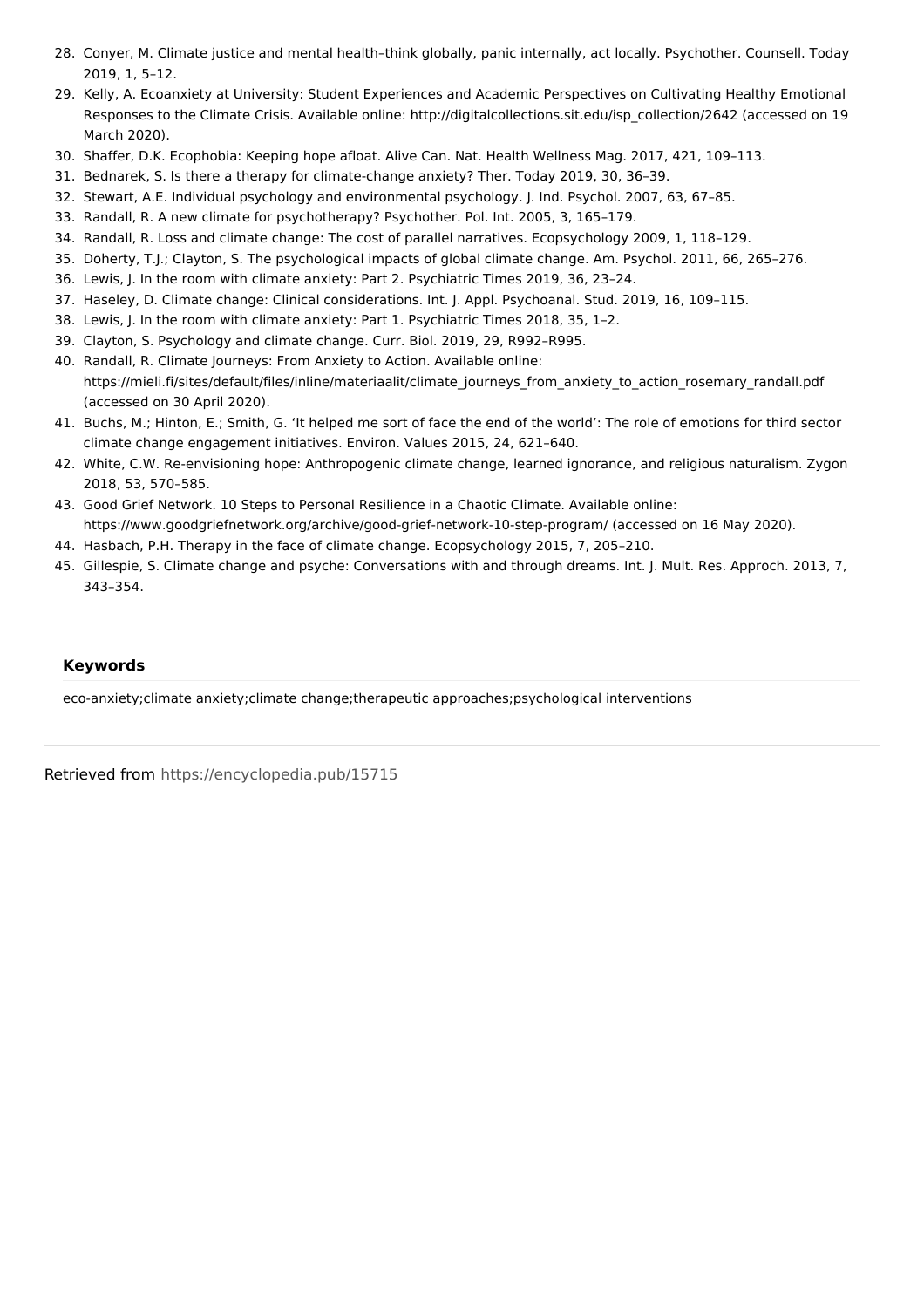28. Conyer, M. Climate justice and mental health–think globally, panic internally, act locally. Psychother. Counsell. Today 2019, 1, 5–12.
29. Kelly, A. Ecoanxiety at University: Student Experiences and Academic Perspectives on Cultivating Healthy Emotional Responses to the Climate Crisis. Available online: http://digitalcollections.sit.edu/isp_collection/2642 (accessed on 19 March 2020).
30. Shaffer, D.K. Ecophobia: Keeping hope afloat. Alive Can. Nat. Health Wellness Mag. 2017, 421, 109–113.
31. Bednarek, S. Is there a therapy for climate-change anxiety? Ther. Today 2019, 30, 36–39.
32. Stewart, A.E. Individual psychology and environmental psychology. J. Ind. Psychol. 2007, 63, 67–85.
33. Randall, R. A new climate for psychotherapy? Psychother. Pol. Int. 2005, 3, 165–179.
34. Randall, R. Loss and climate change: The cost of parallel narratives. Ecopsychology 2009, 1, 118–129.
35. Doherty, T.J.; Clayton, S. The psychological impacts of global climate change. Am. Psychol. 2011, 66, 265–276.
36. Lewis, J. In the room with climate anxiety: Part 2. Psychiatric Times 2019, 36, 23–24.
37. Haseley, D. Climate change: Clinical considerations. Int. J. Appl. Psychoanal. Stud. 2019, 16, 109–115.
38. Lewis, J. In the room with climate anxiety: Part 1. Psychiatric Times 2018, 35, 1–2.
39. Clayton, S. Psychology and climate change. Curr. Biol. 2019, 29, R992–R995.
40. Randall, R. Climate Journeys: From Anxiety to Action. Available online: https://mieli.fi/sites/default/files/inline/materiaalit/climate_journeys_from_anxiety_to_action_rosemary_randall.pdf (accessed on 30 April 2020).
41. Buchs, M.; Hinton, E.; Smith, G. 'It helped me sort of face the end of the world': The role of emotions for third sector climate change engagement initiatives. Environ. Values 2015, 24, 621–640.
42. White, C.W. Re-envisioning hope: Anthropogenic climate change, learned ignorance, and religious naturalism. Zygon 2018, 53, 570–585.
43. Good Grief Network. 10 Steps to Personal Resilience in a Chaotic Climate. Available online: https://www.goodgriefnetwork.org/archive/good-grief-network-10-step-program/ (accessed on 16 May 2020).
44. Hasbach, P.H. Therapy in the face of climate change. Ecopsychology 2015, 7, 205–210.
45. Gillespie, S. Climate change and psyche: Conversations with and through dreams. Int. J. Mult. Res. Approch. 2013, 7, 343–354.

**Keywords**

eco-anxiety;climate anxiety;climate change;therapeutic approaches;psychological interventions

Retrieved from https://encyclopedia.pub/15715